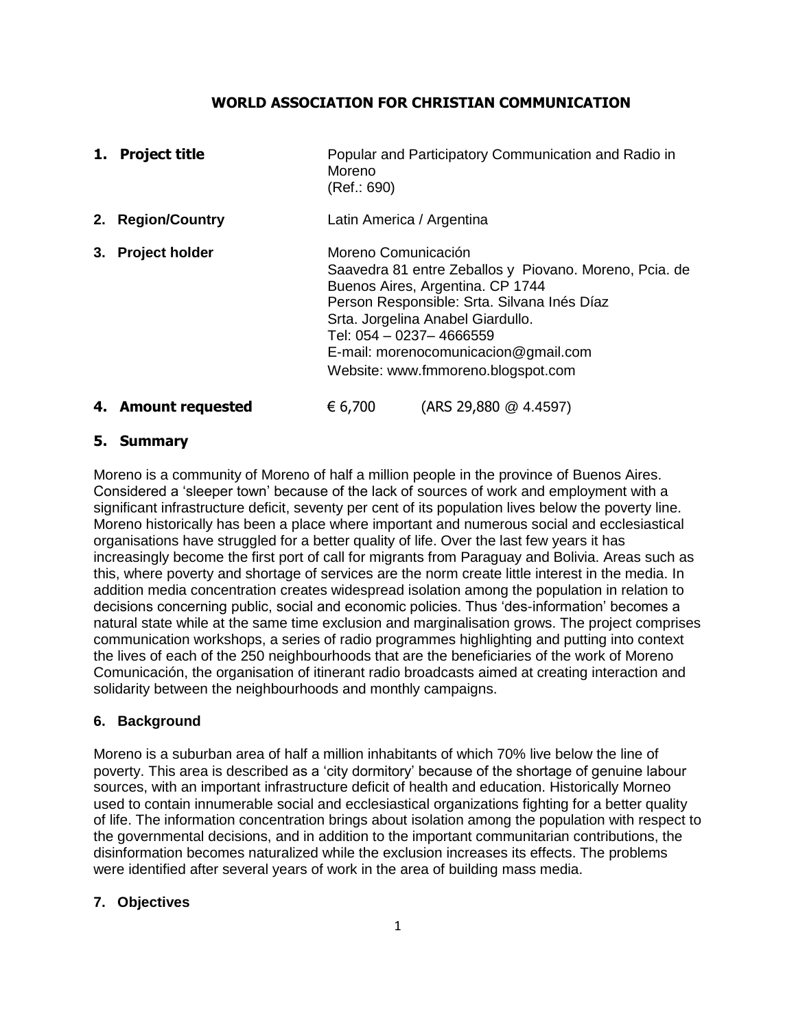# WORLD ASSOCIATION FOR CHRISTIAN COMMUNICATION

**1. Project title**

Popular and Participatory Communication and Radio in Moreno
(Ref.: 690)

**2. Region/Country**

Latin America / Argentina

**3. Project holder**

Moreno Comunicación
Saavedra 81 entre Zeballos y Piovano. Moreno, Pcia. de Buenos Aires, Argentina. CP 1744
Person Responsible: Srta. Silvana Inés Díaz
Srta. Jorgelina Anabel Giardullo.
Tel: 054 – 0237– 4666559
E-mail: morenocomunicacion@gmail.com
Website: www.fmmoreno.blogspot.com

**4. Amount requested**

€ 6,700 (ARS 29,880 @ 4.4597)

## 5. Summary

Moreno is a community of Moreno of half a million people in the province of Buenos Aires. Considered a 'sleeper town' because of the lack of sources of work and employment with a significant infrastructure deficit, seventy per cent of its population lives below the poverty line. Moreno historically has been a place where important and numerous social and ecclesiastical organisations have struggled for a better quality of life. Over the last few years it has increasingly become the first port of call for migrants from Paraguay and Bolivia. Areas such as this, where poverty and shortage of services are the norm create little interest in the media. In addition media concentration creates widespread isolation among the population in relation to decisions concerning public, social and economic policies. Thus 'des-information' becomes a natural state while at the same time exclusion and marginalisation grows. The project comprises communication workshops, a series of radio programmes highlighting and putting into context the lives of each of the 250 neighbourhoods that are the beneficiaries of the work of Moreno Comunicación, the organisation of itinerant radio broadcasts aimed at creating interaction and solidarity between the neighbourhoods and monthly campaigns.

## 6. Background

Moreno is a suburban area of half a million inhabitants of which 70% live below the line of poverty. This area is described as a 'city dormitory' because of the shortage of genuine labour sources, with an important infrastructure deficit of health and education. Historically Morneo used to contain innumerable social and ecclesiastical organizations fighting for a better quality of life. The information concentration brings about isolation among the population with respect to the governmental decisions, and in addition to the important communitarian contributions, the disinformation becomes naturalized while the exclusion increases its effects. The problems were identified after several years of work in the area of building mass media.

## 7. Objectives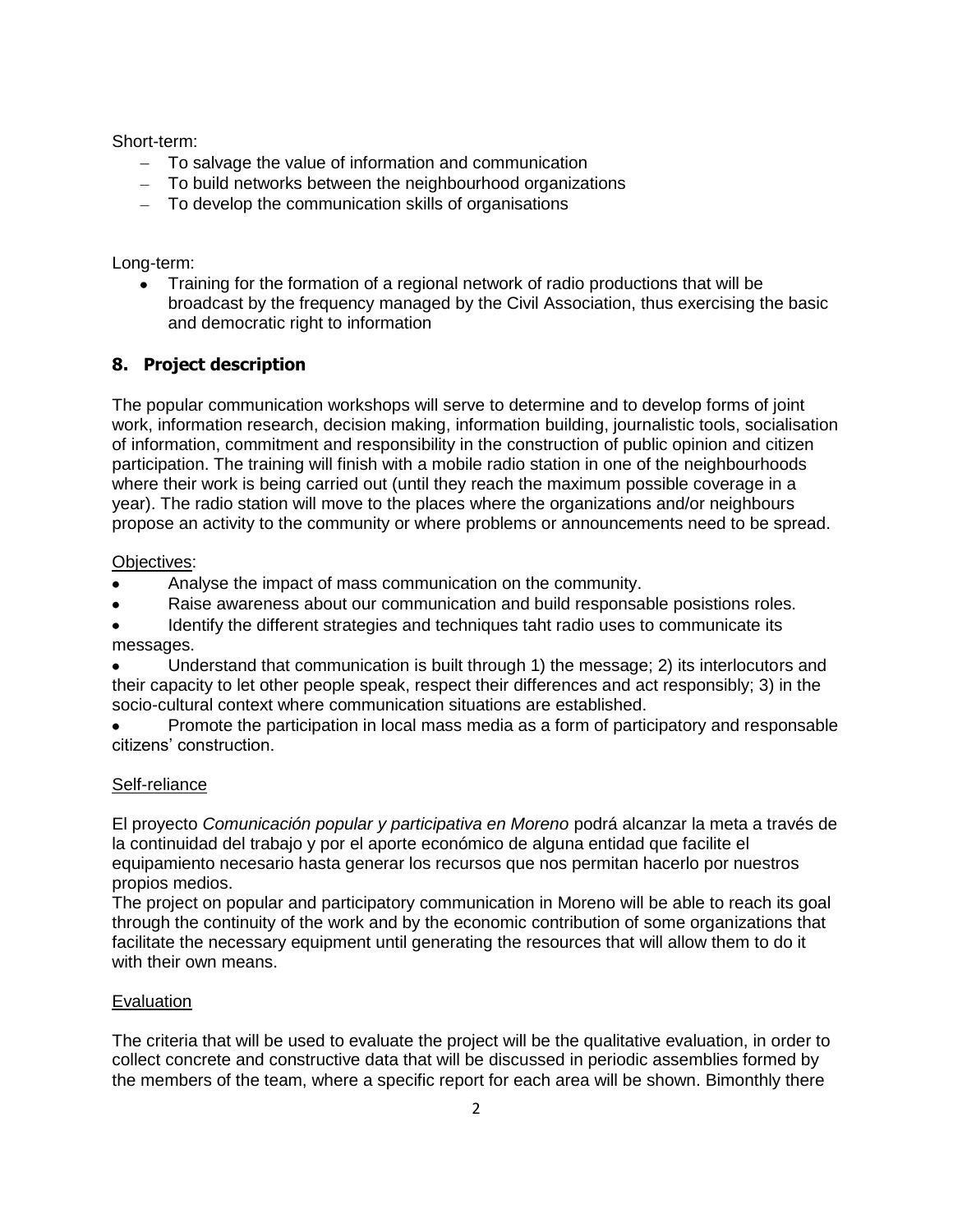Short-term:

- To salvage the value of information and communication
- To build networks between the neighbourhood organizations
- To develop the communication skills of organisations

Long-term:

- Training for the formation of a regional network of radio productions that will be broadcast by the frequency managed by the Civil Association, thus exercising the basic and democratic right to information

## 8. Project description

The popular communication workshops will serve to determine and to develop forms of joint work, information research, decision making, information building, journalistic tools, socialisation of information, commitment and responsibility in the construction of public opinion and citizen participation. The training will finish with a mobile radio station in one of the neighbourhoods where their work is being carried out (until they reach the maximum possible coverage in a year). The radio station will move to the places where the organizations and/or neighbours propose an activity to the community or where problems or announcements need to be spread.

Objectives:

- Analyse the impact of mass communication on the community.
- Raise awareness about our communication and build responsable posistions roles.
- Identify the different strategies and techniques taht radio uses to communicate its messages.
- Understand that communication is built through 1) the message; 2) its interlocutors and their capacity to let other people speak, respect their differences and act responsibly; 3) in the socio-cultural context where communication situations are established.
- Promote the participation in local mass media as a form of participatory and responsable citizens' construction.

Self-reliance

El proyecto *Comunicación popular y participativa en Moreno* podrá alcanzar la meta a través de la continuidad del trabajo y por el aporte económico de alguna entidad que facilite el equipamiento necesario hasta generar los recursos que nos permitan hacerlo por nuestros propios medios.

The project on popular and participatory communication in Moreno will be able to reach its goal through the continuity of the work and by the economic contribution of some organizations that facilitate the necessary equipment until generating the resources that will allow them to do it with their own means.

Evaluation

The criteria that will be used to evaluate the project will be the qualitative evaluation, in order to collect concrete and constructive data that will be discussed in periodic assemblies formed by the members of the team, where a specific report for each area will be shown. Bimonthly there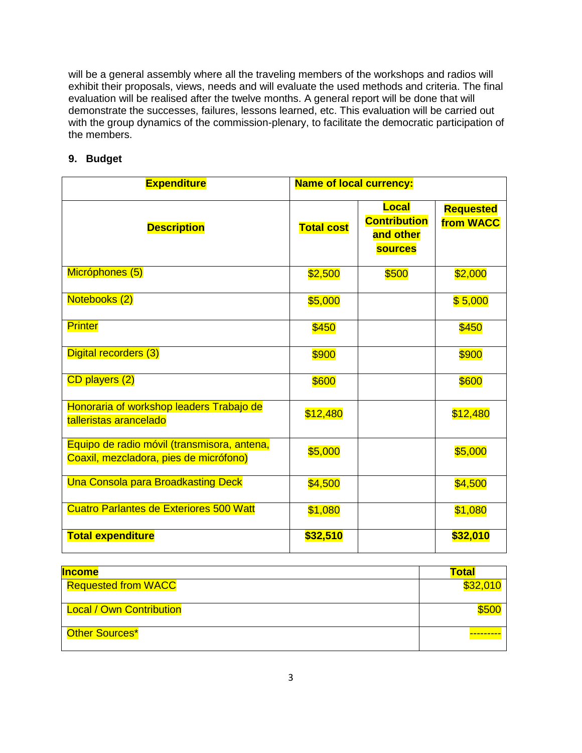will be a general assembly where all the traveling members of the workshops and radios will exhibit their proposals, views, needs and will evaluate the used methods and criteria. The final evaluation will be realised after the twelve months. A general report will be done that will demonstrate the successes, failures, lessons learned, etc. This evaluation will be carried out with the group dynamics of the commission-plenary, to facilitate the democratic participation of the members.

## 9. Budget

| **Expenditure** | **Name of local currency:** | | |
|---|---|---|---|
| **Description** | **Total cost** | **Local Contribution and other sources** | **Requested from WACC** |
| Micróphones (5) | $2,500 | $500 | $2,000 |
| Notebooks (2) | $5,000 | | $ 5,000 |
| Printer | $450 | | $450 |
| Digital recorders (3) | $900 | | $900 |
| CD players (2) | $600 | | $600 |
| Honoraria of workshop leaders Trabajo de talleristas arancelado | $12,480 | | $12,480 |
| Equipo de radio móvil (transmisora, antena, Coaxil, mezcladora, pies de micrófono) | $5,000 | | $5,000 |
| Una Consola para Broadkasting Deck | $4,500 | | $4,500 |
| Cuatro Parlantes de Exteriores 500 Watt | $1,080 | | $1,080 |
| **Total expenditure** | **$32,510** | | **$32,010** |

| **Income** | **Total** |
|---|---|
| Requested from WACC | $32,010 |
| Local / Own Contribution | $500 |
| Other Sources* | --------- |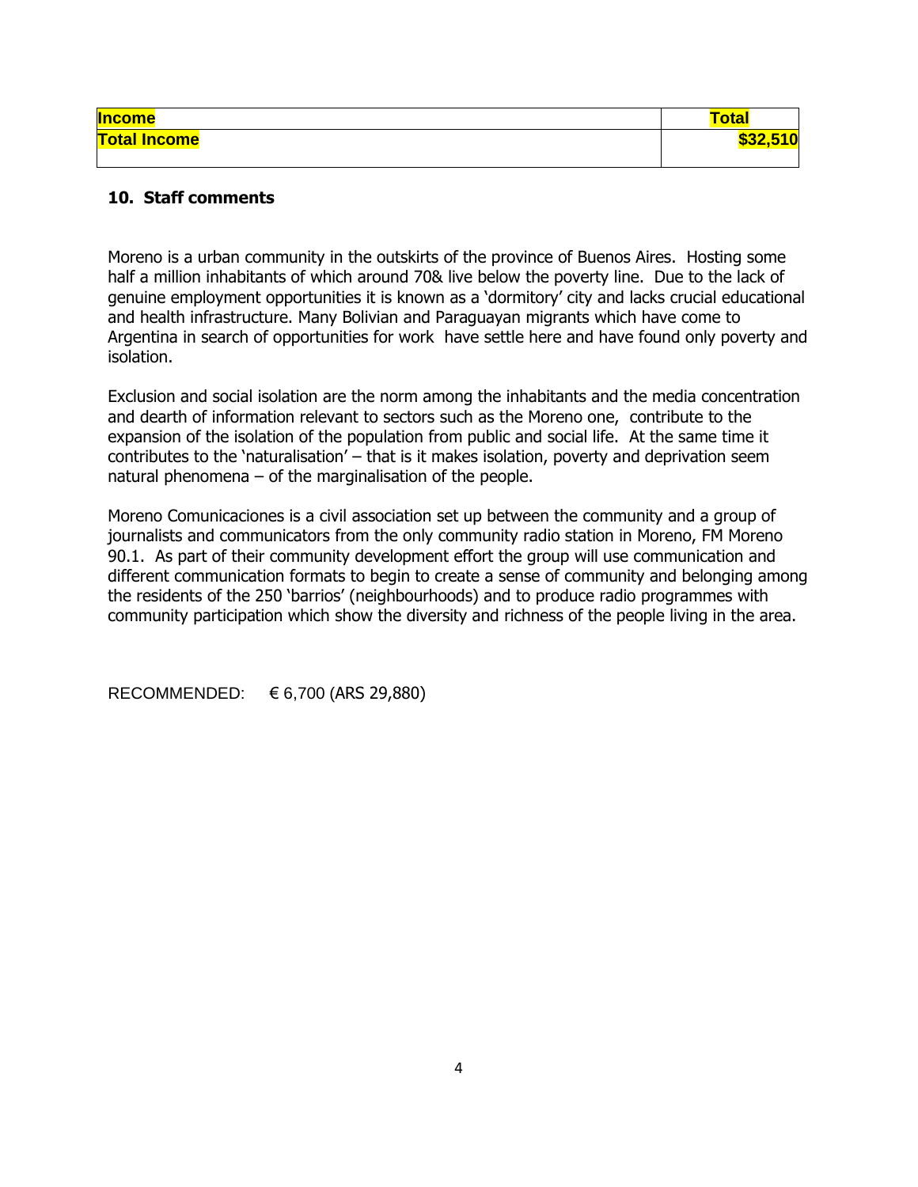| **Income** | **Total** |
|---|---|
| **Total Income** | **$32,510** |

### 10. Staff comments

Moreno is a urban community in the outskirts of the province of Buenos Aires. Hosting some half a million inhabitants of which around 70& live below the poverty line. Due to the lack of genuine employment opportunities it is known as a 'dormitory' city and lacks crucial educational and health infrastructure. Many Bolivian and Paraguayan migrants which have come to Argentina in search of opportunities for work have settle here and have found only poverty and isolation.

Exclusion and social isolation are the norm among the inhabitants and the media concentration and dearth of information relevant to sectors such as the Moreno one, contribute to the expansion of the isolation of the population from public and social life. At the same time it contributes to the 'naturalisation' – that is it makes isolation, poverty and deprivation seem natural phenomena – of the marginalisation of the people.

Moreno Comunicaciones is a civil association set up between the community and a group of journalists and communicators from the only community radio station in Moreno, FM Moreno 90.1. As part of their community development effort the group will use communication and different communication formats to begin to create a sense of community and belonging among the residents of the 250 'barrios' (neighbourhoods) and to produce radio programmes with community participation which show the diversity and richness of the people living in the area.

RECOMMENDED: € 6,700 (ARS 29,880)